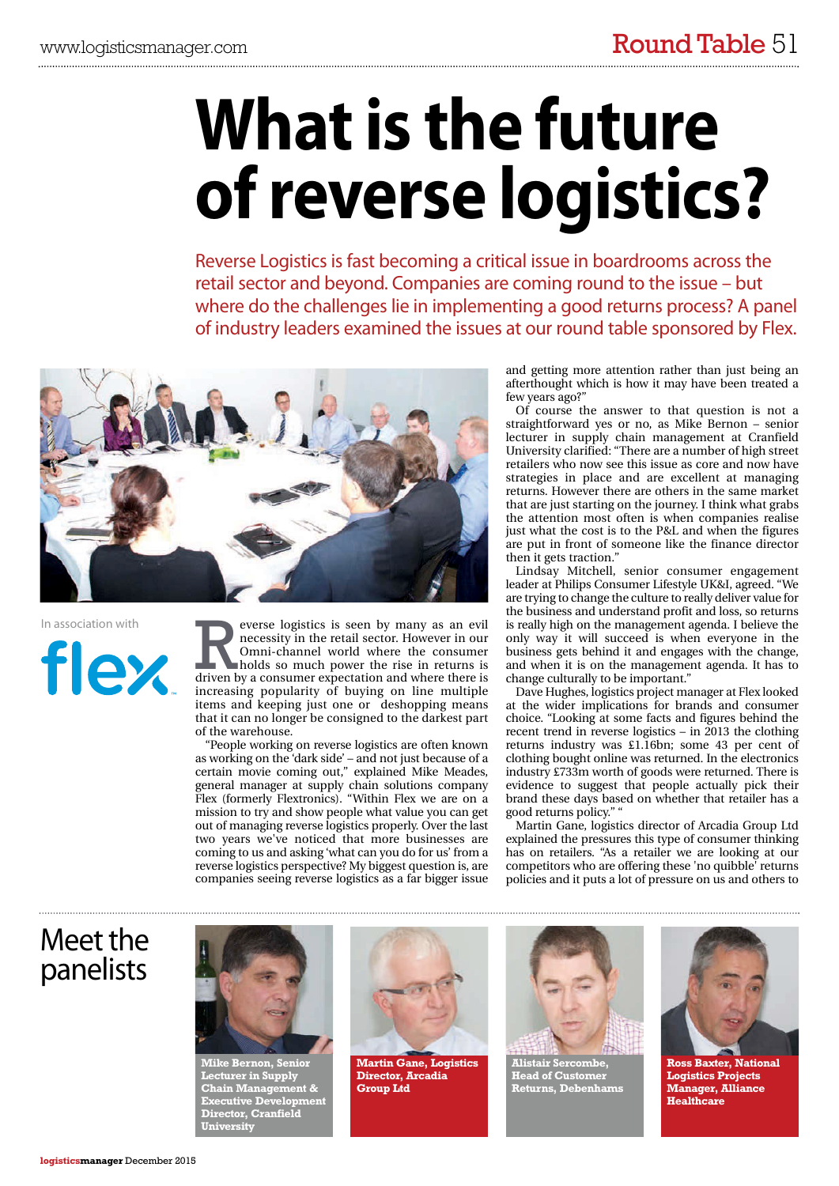# What is the future of reverse logistics?

Reverse Logistics is fast becoming a critical issue in boardrooms across the retail sector and beyond. Companies are coming round to the issue – but where do the challenges lie in implementing a good returns process? A panel of industry leaders examined the issues at our round table sponsored by Flex.

In association with

flex

Reverse logistics is seen by many as an evil necessity in the retail sector. However in our Omni-channel world where the consumer holds so much power the rise in returns is driven by a consumer expectation and where there is increasing popularity of buying on line multiple items and keeping just one or deshopping means that it can no longer be consigned to the darkest part of the warehouse.

"People working on reverse logistics are often known as working on the 'dark side' – and not just because of a certain movie coming out," explained Mike Meades, general manager at supply chain solutions company Flex (formerly Flextronics). "Within Flex we are on a mission to try and show people what value you can get out of managing reverse logistics properly. Over the last two years we've noticed that more businesses are coming to us and asking 'what can you do for us' from a reverse logistics perspective? My biggest question is, are companies seeing reverse logistics as a far bigger issue and getting more attention rather than just being an afterthought which is how it may have been treated a few years ago?"

Of course the answer to that question is not a straightforward yes or no, as Mike Bernon – senior lecturer in supply chain management at Cranfield University clarified: "There are a number of high street retailers who now see this issue as core and now have strategies in place and are excellent at managing returns. However there are others in the same market that are just starting on the journey. I think what grabs the attention most often is when companies realise just what the cost is to the P&L and when the figures are put in front of someone like the finance director then it gets traction."

Lindsay Mitchell, senior consumer engagement leader at Philips Consumer Lifestyle UK&I, agreed. "We are trying to change the culture to really deliver value for the business and understand profit and loss, so returns is really high on the management agenda. I believe the only way it will succeed is when everyone in the business gets behind it and engages with the change, and when it is on the management agenda. It has to change culturally to be important."

Dave Hughes, logistics project manager at Flex looked at the wider implications for brands and consumer choice. "Looking at some facts and figures behind the recent trend in reverse logistics – in 2013 the clothing returns industry was £1.16bn; some 43 per cent of clothing bought online was returned. In the electronics industry £733m worth of goods were returned. There is evidence to suggest that people actually pick their brand these days based on whether that retailer has a good returns policy." "

Martin Gane, logistics director of Arcadia Group Ltd explained the pressures this type of consumer thinking has on retailers. "As a retailer we are looking at our competitors who are offering these 'no quibble' returns policies and it puts a lot of pressure on us and others to

## Meet the panelists

**Mike Bernon, Senior Lecturer in Supply Chain Management & Executive Development Director, Cranfield University**

**Martin Gane, Logistics Director, Arcadia Group Ltd**

**Alistair Sercombe, Head of Customer Returns, Debenhams**

**Ross Baxter, National Logistics Projects Manager, Alliance Healthcare**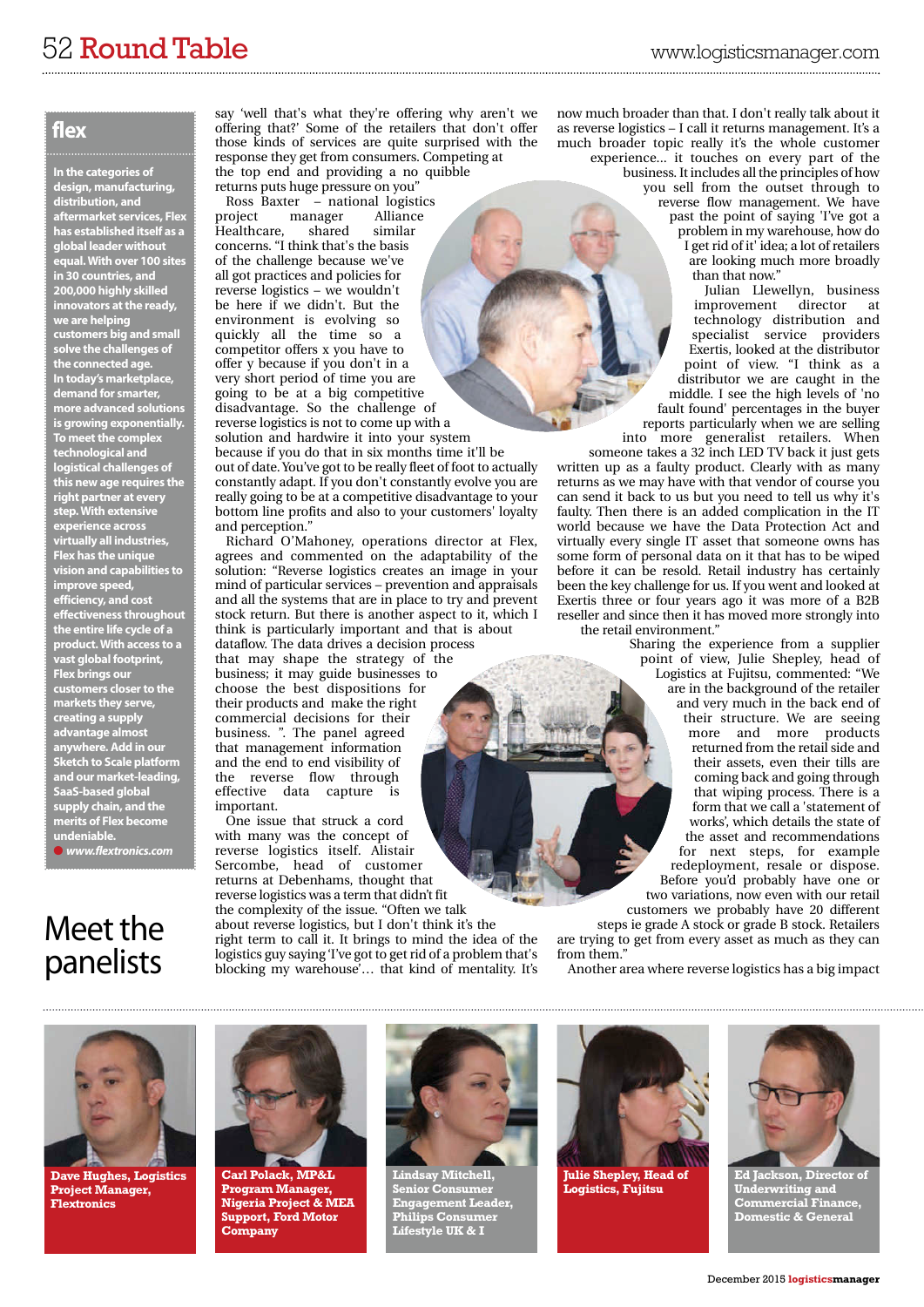## flex

**In the categories of design, manufacturing, distribution, and aftermarket services, Flex has established itself as a global leader without equal. With over 100 sites in 30 countries, and 200,000 highly skilled innovators at the ready, we are helping customers big and small solve the challenges of the connected age. In today's marketplace, demand for smarter, more advanced solutions is growing exponentially. To meet the complex technological and logistical challenges of this new age requires the right partner at every step. With extensive experience across virtually all industries, Flex has the unique vision and capabilities to improve speed, efficiency, and cost effectiveness throughout the entire life cycle of a product. With access to a vast global footprint, Flex brings our customers closer to the markets they serve, creating a supply advantage almost anywhere. Add in our Sketch to Scale platform and our market-leading, SaaS-based global supply chain, and the merits of Flex become undeniable.**

● *www.flextronics.com*

say 'well that's what they're offering why aren't we offering that?' Some of the retailers that don't offer those kinds of services are quite surprised with the response they get from consumers. Competing at the top end and providing a no quibble returns puts huge pressure on you"

Ross Baxter – national logistics project manager Alliance Healthcare, shared similar concerns. "I think that's the basis of the challenge because we've all got practices and policies for reverse logistics – we wouldn't be here if we didn't. But the environment is evolving so quickly all the time so a competitor offers x you have to offer y because if you don't in a very short period of time you are going to be at a big competitive disadvantage. So the challenge of reverse logistics is not to come up with a solution and hardwire it into your system because if you do that in six months time it'll be out of date. You've got to be really fleet of foot to actually constantly adapt. If you don't constantly evolve you are really going to be at a competitive disadvantage to your bottom line profits and also to your customers' loyalty and perception."

Richard O'Mahoney, operations director at Flex, agrees and commented on the adaptability of the solution: "Reverse logistics creates an image in your mind of particular services – prevention and appraisals and all the systems that are in place to try and prevent stock return. But there is another aspect to it, which I think is particularly important and that is about dataflow. The data drives a decision process that may shape the strategy of the business; it may guide businesses to choose the best dispositions for their products and make the right commercial decisions for their business. ". The panel agreed that management information and the end to end visibility of the reverse flow through effective data capture is important.

One issue that struck a cord with many was the concept of reverse logistics itself. Alistair Sercombe, head of customer returns at Debenhams, thought that reverse logistics was a term that didn't fit the complexity of the issue. "Often we talk about reverse logistics, but I don't think it's the right term to call it. It brings to mind the idea of the logistics guy saying 'I've got to get rid of a problem that's blocking my warehouse'… that kind of mentality. It's now much broader than that. I don't really talk about it as reverse logistics – I call it returns management. It's a much broader topic really it's the whole customer experience… it touches on every part of the business. It includes all the principles of how you sell from the outset through to reverse flow management. We have past the point of saying 'I've got a problem in my warehouse, how do I get rid of it' idea; a lot of retailers are looking much more broadly than that now."

Julian Llewellyn, business improvement director at technology distribution and specialist service providers Exertis, looked at the distributor point of view. "I think as a distributor we are caught in the middle. I see the high levels of 'no fault found' percentages in the buyer reports particularly when we are selling into more generalist retailers. When someone takes a 32 inch LED TV back it just gets written up as a faulty product. Clearly with as many returns as we may have with that vendor of course you can send it back to us but you need to tell us why it's faulty. Then there is an added complication in the IT world because we have the Data Protection Act and virtually every single IT asset that someone owns has some form of personal data on it that has to be wiped before it can be resold. Retail industry has certainly been the key challenge for us. If you went and looked at Exertis three or four years ago it was more of a B2B reseller and since then it has moved more strongly into the retail environment."

Sharing the experience from a supplier point of view, Julie Shepley, head of Logistics at Fujitsu, commented: "We are in the background of the retailer and very much in the back end of their structure. We are seeing more and more products returned from the retail side and their assets, even their tills are coming back and going through that wiping process. There is a form that we call a 'statement of works', which details the state of the asset and recommendations for next steps, for example redeployment, resale or dispose. Before you'd probably have one or two variations, now even with our retail customers we probably have 20 different steps ie grade A stock or grade B stock. Retailers are trying to get from every asset as much as they can from them."

Another area where reverse logistics has a big impact

# Meet the panelists

**Dave Hughes, Logistics Project Manager, Flextronics**

**Carl Polack, MP&L Program Manager, Nigeria Project & MEA Support, Ford Motor Company**

**Lindsay Mitchell, Senior Consumer Engagement Leader, Philips Consumer Lifestyle UK & I**

**Julie Shepley, Head of Logistics, Fujitsu**

**Ed Jackson, Director of Underwriting and Commercial Finance, Domestic & General**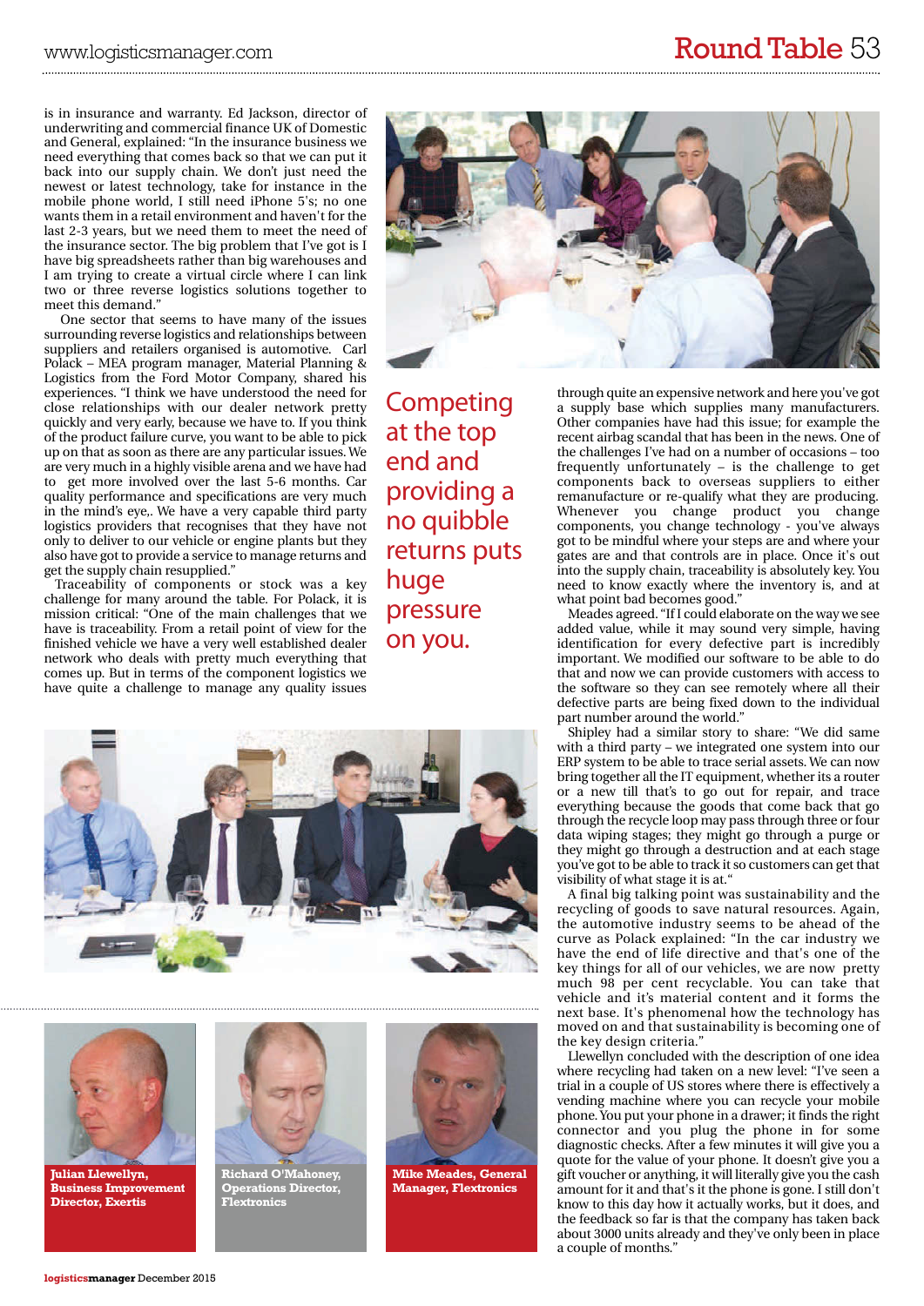is in insurance and warranty. Ed Jackson, director of underwriting and commercial finance UK of Domestic and General, explained: "In the insurance business we need everything that comes back so that we can put it back into our supply chain. We don't just need the newest or latest technology, take for instance in the mobile phone world, I still need iPhone 5's; no one wants them in a retail environment and haven't for the last 2-3 years, but we need them to meet the need of the insurance sector. The big problem that I've got is I have big spreadsheets rather than big warehouses and I am trying to create a virtual circle where I can link two or three reverse logistics solutions together to meet this demand."

One sector that seems to have many of the issues surrounding reverse logistics and relationships between suppliers and retailers organised is automotive. Carl Polack – MEA program manager, Material Planning & Logistics from the Ford Motor Company, shared his experiences. "I think we have understood the need for close relationships with our dealer network pretty quickly and very early, because we have to. If you think of the product failure curve, you want to be able to pick up on that as soon as there are any particular issues. We are very much in a highly visible arena and we have had to get more involved over the last 5-6 months. Car quality performance and specifications are very much in the mind's eye,. We have a very capable third party logistics providers that recognises that they have not only to deliver to our vehicle or engine plants but they also have got to provide a service to manage returns and get the supply chain resupplied."

Traceability of components or stock was a key challenge for many around the table. For Polack, it is mission critical: "One of the main challenges that we have is traceability. From a retail point of view for the finished vehicle we have a very well established dealer network who deals with pretty much everything that comes up. But in terms of the component logistics we have quite a challenge to manage any quality issues through quite an expensive network and here you've got a supply base which supplies many manufacturers. Other companies have had this issue; for example the recent airbag scandal that has been in the news. One of the challenges I've had on a number of occasions – too frequently unfortunately – is the challenge to get components back to overseas suppliers to either remanufacture or re-qualify what they are producing. Whenever you change product you change components, you change technology - you've always got to be mindful where your steps are and where your gates are and that controls are in place. Once it's out into the supply chain, traceability is absolutely key. You need to know exactly where the inventory is, and at what point bad becomes good."

**Competing at the top end and providing a no quibble returns puts huge pressure on you.**

Meades agreed. "If I could elaborate on the way we see added value, while it may sound very simple, having identification for every defective part is incredibly important. We modified our software to be able to do that and now we can provide customers with access to the software so they can see remotely where all their defective parts are being fixed down to the individual part number around the world."

Shipley had a similar story to share: "We did same with a third party – we integrated one system into our ERP system to be able to trace serial assets. We can now bring together all the IT equipment, whether its a router or a new till that's to go out for repair, and trace everything because the goods that come back that go through the recycle loop may pass through three or four data wiping stages; they might go through a purge or they might go through a destruction and at each stage you've got to be able to track it so customers can get that visibility of what stage it is at."

A final big talking point was sustainability and the recycling of goods to save natural resources. Again, the automotive industry seems to be ahead of the curve as Polack explained: "In the car industry we have the end of life directive and that's one of the key things for all of our vehicles, we are now pretty much 98 per cent recyclable. You can take that vehicle and it's material content and it forms the next base. It's phenomenal how the technology has moved on and that sustainability is becoming one of the key design criteria."

Llewellyn concluded with the description of one idea where recycling had taken on a new level: "I've seen a trial in a couple of US stores where there is effectively a vending machine where you can recycle your mobile phone. You put your phone in a drawer; it finds the right connector and you plug the phone in for some diagnostic checks. After a few minutes it will give you a quote for the value of your phone. It doesn't give you a gift voucher or anything, it will literally give you the cash amount for it and that's it the phone is gone. I still don't know to this day how it actually works, but it does, and the feedback so far is that the company has taken back about 3000 units already and they've only been in place a couple of months."

**Julian Llewellyn, Business Improvement Director, Exertis**

**Richard O'Mahoney, Operations Director, Flextronics**

**Mike Meades, General Manager, Flextronics**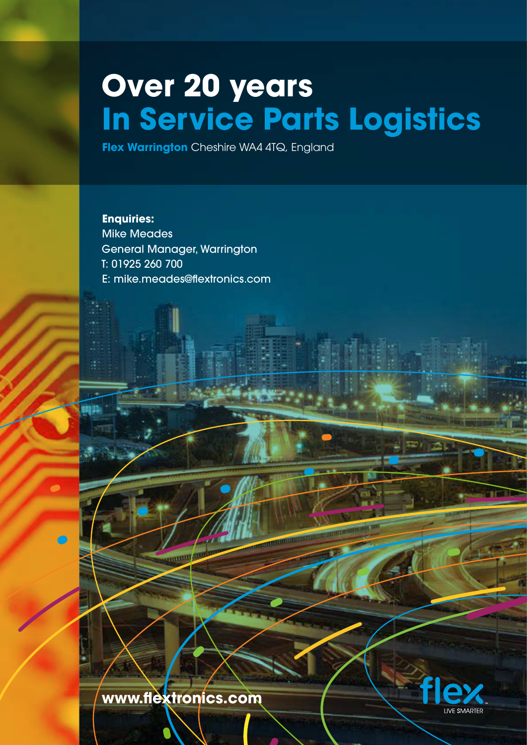# Over 20 years
# In Service Parts Logistics

**Flex Warrington** Cheshire WA4 4TQ, England

**Enquiries:**
Mike Meades
General Manager, Warrington
T: 01925 260 700
E: mike.meades@flextronics.com

**www.flextronics.com**

flex
LIVE SMARTER